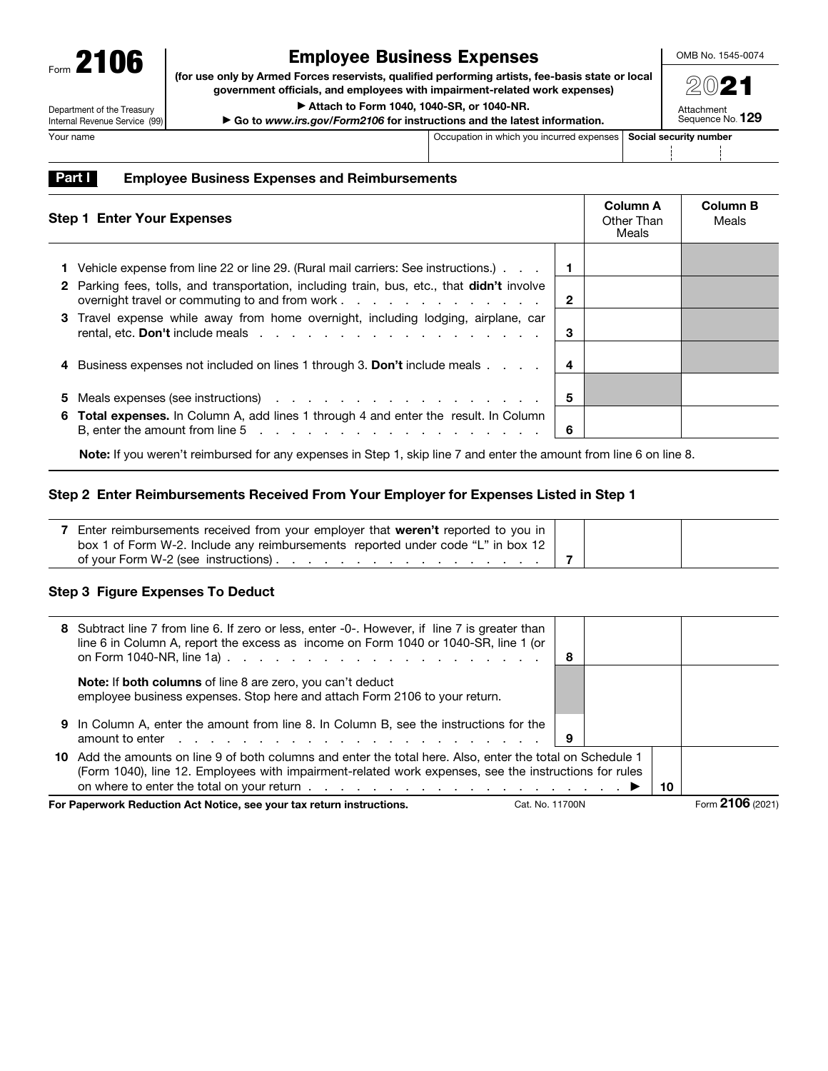Form **2106**

Department of the Treasury
Internal Revenue Service (99)

# Employee Business Expenses

**(for use only by Armed Forces reservists, qualified performing artists, fee-basis state or local government officials, and employees with impairment-related work expenses)**

▶ **Attach to Form 1040, 1040-SR, or 1040-NR.**

▶ **Go to *www.irs.gov/Form2106* for instructions and the latest information.**

OMB No. 1545-0074

**2021**

Attachment Sequence No. **129**

| Your name | Occupation in which you incurred expenses | Social security number |
|---|---|---|
| | | |

## Part I Employee Business Expenses and Reimbursements

### Step 1 Enter Your Expenses

| | | | Column A Other Than Meals | Column B Meals |
|---|---|---|---|---|
| **1** | Vehicle expense from line 22 or line 29. (Rural mail carriers: See instructions.) | 1 | | |
| **2** | Parking fees, tolls, and transportation, including train, bus, etc., that **didn't** involve overnight travel or commuting to and from work | 2 | | |
| **3** | Travel expense while away from home overnight, including lodging, airplane, car rental, etc. **Don't** include meals | 3 | | |
| **4** | Business expenses not included on lines 1 through 3. **Don't** include meals | 4 | | |
| **5** | Meals expenses (see instructions) | 5 | | |
| **6** | **Total expenses.** In Column A, add lines 1 through 4 and enter the result. In Column B, enter the amount from line 5 | 6 | | |

**Note:** If you weren't reimbursed for any expenses in Step 1, skip line 7 and enter the amount from line 6 on line 8.

### Step 2 Enter Reimbursements Received From Your Employer for Expenses Listed in Step 1

| | | | | |
|---|---|---|---|---|
| **7** | Enter reimbursements received from your employer that **weren't** reported to you in box 1 of Form W-2. Include any reimbursements reported under code "L" in box 12 of your Form W-2 (see instructions) | 7 | | |

### Step 3 Figure Expenses To Deduct

| | | | | |
|---|---|---|---|---|
| **8** | Subtract line 7 from line 6. If zero or less, enter -0-. However, if line 7 is greater than line 6 in Column A, report the excess as income on Form 1040 or 1040-SR, line 1 (or on Form 1040-NR, line 1a) | 8 | | |
| | **Note:** If **both columns** of line 8 are zero, you can't deduct employee business expenses. Stop here and attach Form 2106 to your return. | | | |
| **9** | In Column A, enter the amount from line 8. In Column B, see the instructions for the amount to enter | 9 | | |
| **10** | Add the amounts on line 9 of both columns and enter the total here. Also, enter the total on Schedule 1 (Form 1040), line 12. Employees with impairment-related work expenses, see the instructions for rules on where to enter the total on your return ▶ | 10 | | |

**For Paperwork Reduction Act Notice, see your tax return instructions.** Cat. No. 11700N Form **2106** (2021)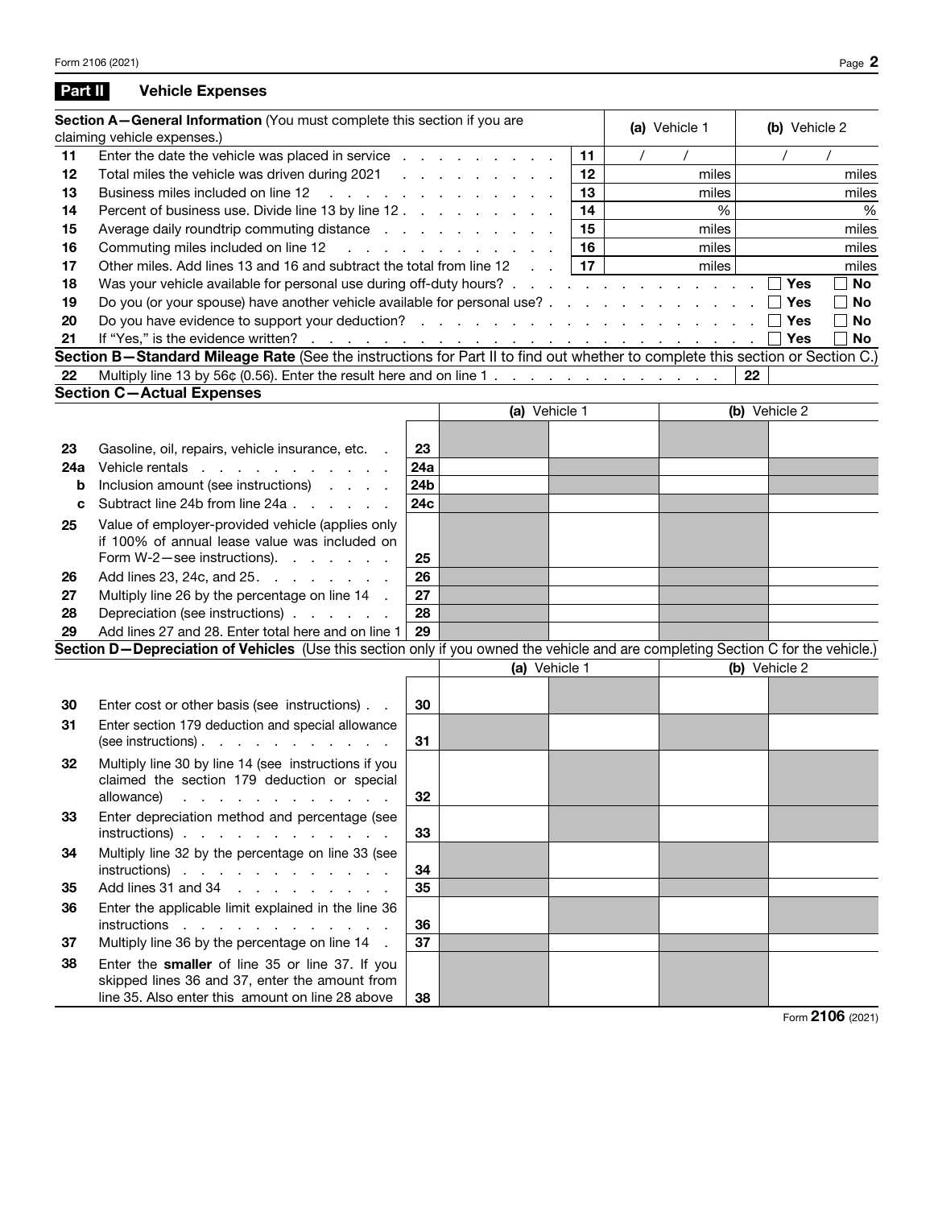## Part II Vehicle Expenses

| Section A—General Information (You must complete this section if you are claiming vehicle expenses.) | | | (a) Vehicle 1 | (b) Vehicle 2 |
|---|---|---|---|---|
| 11 | Enter the date the vehicle was placed in service | 11 | / / | / / |
| 12 | Total miles the vehicle was driven during 2021 | 12 | miles | miles |
| 13 | Business miles included on line 12 | 13 | miles | miles |
| 14 | Percent of business use. Divide line 13 by line 12 | 14 | % | % |
| 15 | Average daily roundtrip commuting distance | 15 | miles | miles |
| 16 | Commuting miles included on line 12 | 16 | miles | miles |
| 17 | Other miles. Add lines 13 and 16 and subtract the total from line 12 | 17 | miles | miles |

| | | | |
|---|---|---|---|
| 18 | Was your vehicle available for personal use during off-duty hours? | ☐ Yes | ☐ No |
| 19 | Do you (or your spouse) have another vehicle available for personal use? | ☐ Yes | ☐ No |
| 20 | Do you have evidence to support your deduction? | ☐ Yes | ☐ No |
| 21 | If "Yes," is the evidence written? | ☐ Yes | ☐ No |

**Section B—Standard Mileage Rate** (See the instructions for Part II to find out whether to complete this section or Section C.)

| | | | |
|---|---|---|---|
| 22 | Multiply line 13 by 56¢ (0.56). Enter the result here and on line 1 | 22 | |

**Section C—Actual Expenses**

| | | | (a) Vehicle 1 | | (b) Vehicle 2 | |
|---|---|---|---|---|---|---|
| 23 | Gasoline, oil, repairs, vehicle insurance, etc. | 23 | | | | |
| 24a | Vehicle rentals | 24a | | | | |
| b | Inclusion amount (see instructions) | 24b | | | | |
| c | Subtract line 24b from line 24a | 24c | | | | |
| 25 | Value of employer-provided vehicle (applies only if 100% of annual lease value was included on Form W-2—see instructions) | 25 | | | | |
| 26 | Add lines 23, 24c, and 25 | 26 | | | | |
| 27 | Multiply line 26 by the percentage on line 14 | 27 | | | | |
| 28 | Depreciation (see instructions) | 28 | | | | |
| 29 | Add lines 27 and 28. Enter total here and on line 1 | 29 | | | | |

**Section D—Depreciation of Vehicles** (Use this section only if you owned the vehicle and are completing Section C for the vehicle.)

| | | | (a) Vehicle 1 | | (b) Vehicle 2 | |
|---|---|---|---|---|---|---|
| 30 | Enter cost or other basis (see instructions) | 30 | | | | |
| 31 | Enter section 179 deduction and special allowance (see instructions) | 31 | | | | |
| 32 | Multiply line 30 by line 14 (see instructions if you claimed the section 179 deduction or special allowance) | 32 | | | | |
| 33 | Enter depreciation method and percentage (see instructions) | 33 | | | | |
| 34 | Multiply line 32 by the percentage on line 33 (see instructions) | 34 | | | | |
| 35 | Add lines 31 and 34 | 35 | | | | |
| 36 | Enter the applicable limit explained in the line 36 instructions | 36 | | | | |
| 37 | Multiply line 36 by the percentage on line 14 | 37 | | | | |
| 38 | Enter the **smaller** of line 35 or line 37. If you skipped lines 36 and 37, enter the amount from line 35. Also enter this amount on line 28 above | 38 | | | | |

Form **2106** (2021)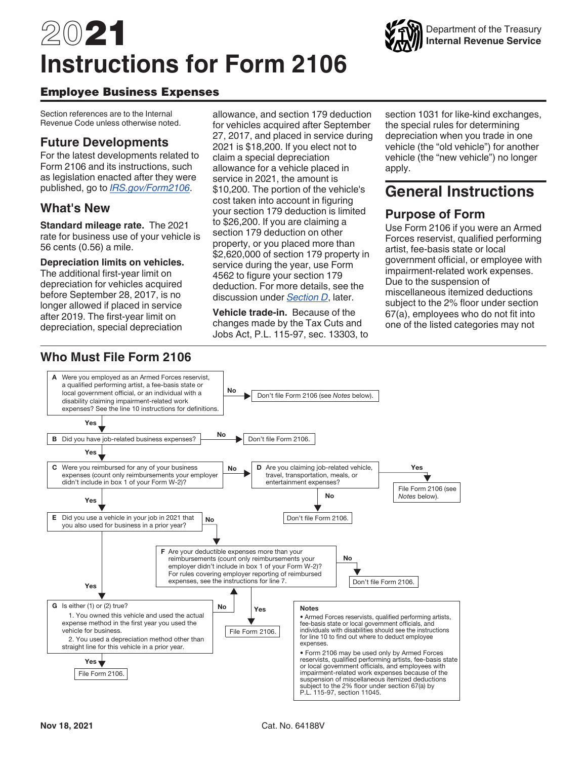# 2021 Instructions for Form 2106

Department of the Treasury
Internal Revenue Service

## Employee Business Expenses

Section references are to the Internal Revenue Code unless otherwise noted.

## Future Developments

For the latest developments related to Form 2106 and its instructions, such as legislation enacted after they were published, go to *IRS.gov/Form2106*.

## What's New

**Standard mileage rate.** The 2021 rate for business use of your vehicle is 56 cents (0.56) a mile.

**Depreciation limits on vehicles.** The additional first-year limit on depreciation for vehicles acquired before September 28, 2017, is no longer allowed if placed in service after 2019. The first-year limit on depreciation, special depreciation allowance, and section 179 deduction for vehicles acquired after September 27, 2017, and placed in service during 2021 is $18,200. If you elect not to claim a special depreciation allowance for a vehicle placed in service in 2021, the amount is $10,200. The portion of the vehicle's cost taken into account in figuring your section 179 deduction is limited to $26,200. If you are claiming a section 179 deduction on other property, or you placed more than $2,620,000 of section 179 property in service during the year, use Form 4562 to figure your section 179 deduction. For more details, see the discussion under *Section D*, later.

**Vehicle trade-in.** Because of the changes made by the Tax Cuts and Jobs Act, P.L. 115-97, sec. 13303, to section 1031 for like-kind exchanges, the special rules for determining depreciation when you trade in one vehicle (the "old vehicle") for another vehicle (the "new vehicle") no longer apply.

# General Instructions

## Purpose of Form

Use Form 2106 if you were an Armed Forces reservist, qualified performing artist, fee-basis state or local government official, or employee with impairment-related work expenses. Due to the suspension of miscellaneous itemized deductions subject to the 2% floor under section 67(a), employees who do not fit into one of the listed categories may not

## Who Must File Form 2106

**A** Were you employed as an Armed Forces reservist, a qualified performing artist, a fee-basis state or local government official, or an individual with a disability claiming impairment-related work expenses? See the line 10 instructions for definitions.
- No → Don't file Form 2106 (see *Notes* below).
- Yes → Go to B.

**B** Did you have job-related business expenses?
- No → Don't file Form 2106.
- Yes → Go to C.

**C** Were you reimbursed for any of your business expenses (count only reimbursements your employer didn't include in box 1 of your Form W-2)?
- No → Go to D.
- Yes → Go to E.

**D** Are you claiming job-related vehicle, travel, transportation, meals, or entertainment expenses?
- Yes → File Form 2106 (see *Notes* below).
- No → Don't file Form 2106.

**E** Did you use a vehicle in your job in 2021 that you also used for business in a prior year?
- No → Go to F.
- Yes → Go to G.

**F** Are your deductible expenses more than your reimbursements (count only reimbursements your employer didn't include in box 1 of your Form W-2)? For rules covering employer reporting of reimbursed expenses, see the instructions for line 7.
- No → Don't file Form 2106.
- Yes → File Form 2106.

**G** Is either (1) or (2) true?
1. You owned this vehicle and used the actual expense method in the first year you used the vehicle for business.
2. You used a depreciation method other than straight line for this vehicle in a prior year.
- Yes → File Form 2106.
- No → Go to F.

**Notes**

- Armed Forces reservists, qualified performing artists, fee-basis state or local government officials, and individuals with disabilities should see the instructions for line 10 to find out where to deduct employee expenses.
- Form 2106 may be used only by Armed Forces reservists, qualified performing artists, fee-basis state or local government officials, and employees with impairment-related work expenses because of the suspension of miscellaneous itemized deductions subject to the 2% floor under section 67(a) by P.L. 115-97, section 11045.

Nov 18, 2021

Cat. No. 64188V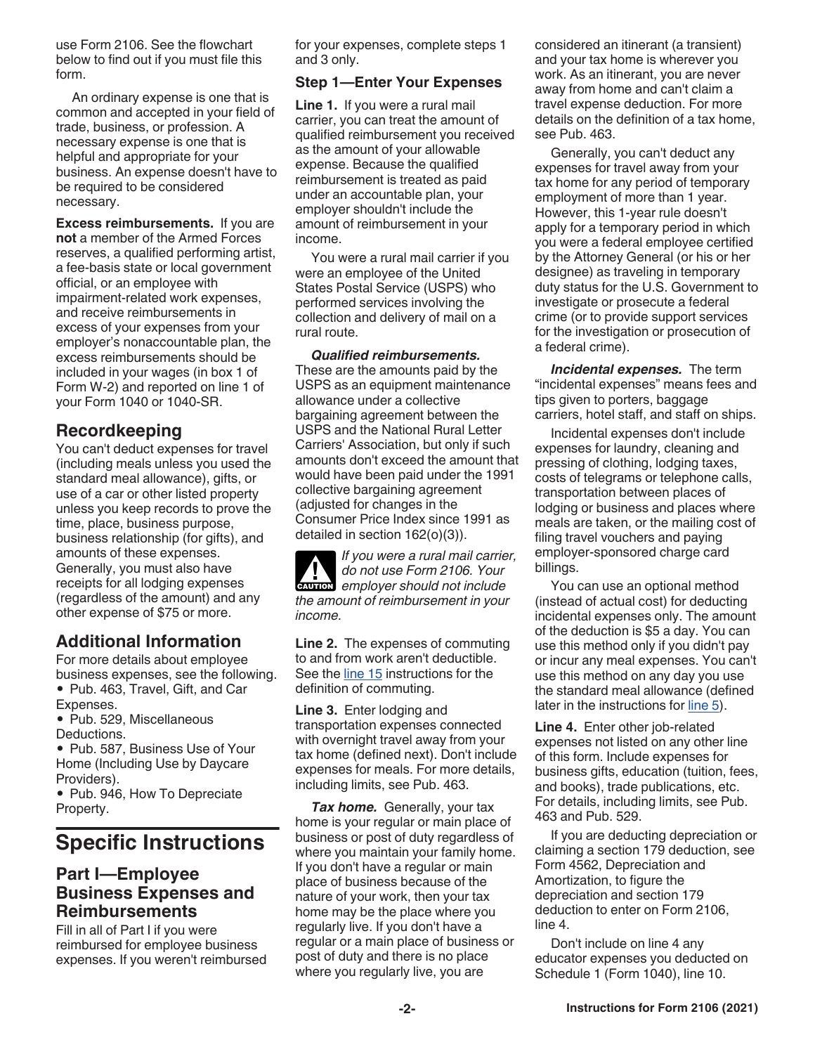use Form 2106. See the flowchart below to find out if you must file this form.

An ordinary expense is one that is common and accepted in your field of trade, business, or profession. A necessary expense is one that is helpful and appropriate for your business. An expense doesn't have to be required to be considered necessary.

**Excess reimbursements.** If you are **not** a member of the Armed Forces reserves, a qualified performing artist, a fee-basis state or local government official, or an employee with impairment-related work expenses, and receive reimbursements in excess of your expenses from your employer's nonaccountable plan, the excess reimbursements should be included in your wages (in box 1 of Form W-2) and reported on line 1 of your Form 1040 or 1040-SR.

## Recordkeeping

You can't deduct expenses for travel (including meals unless you used the standard meal allowance), gifts, or use of a car or other listed property unless you keep records to prove the time, place, business purpose, business relationship (for gifts), and amounts of these expenses. Generally, you must also have receipts for all lodging expenses (regardless of the amount) and any other expense of $75 or more.

## Additional Information

For more details about employee business expenses, see the following.

- Pub. 463, Travel, Gift, and Car Expenses.
- Pub. 529, Miscellaneous Deductions.
- Pub. 587, Business Use of Your Home (Including Use by Daycare Providers).
- Pub. 946, How To Depreciate Property.

# Specific Instructions

## Part I—Employee Business Expenses and Reimbursements

Fill in all of Part I if you were reimbursed for employee business expenses. If you weren't reimbursed for your expenses, complete steps 1 and 3 only.

### Step 1—Enter Your Expenses

**Line 1.** If you were a rural mail carrier, you can treat the amount of qualified reimbursement you received as the amount of your allowable expense. Because the qualified reimbursement is treated as paid under an accountable plan, your employer shouldn't include the amount of reimbursement in your income.

You were a rural mail carrier if you were an employee of the United States Postal Service (USPS) who performed services involving the collection and delivery of mail on a rural route.

***Qualified reimbursements.*** These are the amounts paid by the USPS as an equipment maintenance allowance under a collective bargaining agreement between the USPS and the National Rural Letter Carriers' Association, but only if such amounts don't exceed the amount that would have been paid under the 1991 collective bargaining agreement (adjusted for changes in the Consumer Price Index since 1991 as detailed in section 162(o)(3)).

CAUTION: *If you were a rural mail carrier, do not use Form 2106. Your employer should not include the amount of reimbursement in your income.*

**Line 2.** The expenses of commuting to and from work aren't deductible. See the line 15 instructions for the definition of commuting.

**Line 3.** Enter lodging and transportation expenses connected with overnight travel away from your tax home (defined next). Don't include expenses for meals. For more details, including limits, see Pub. 463.

***Tax home.*** Generally, your tax home is your regular or main place of business or post of duty regardless of where you maintain your family home. If you don't have a regular or main place of business because of the nature of your work, then your tax home may be the place where you regularly live. If you don't have a regular or a main place of business or post of duty and there is no place where you regularly live, you are considered an itinerant (a transient) and your tax home is wherever you work. As an itinerant, you are never away from home and can't claim a travel expense deduction. For more details on the definition of a tax home, see Pub. 463.

Generally, you can't deduct any expenses for travel away from your tax home for any period of temporary employment of more than 1 year. However, this 1-year rule doesn't apply for a temporary period in which you were a federal employee certified by the Attorney General (or his or her designee) as traveling in temporary duty status for the U.S. Government to investigate or prosecute a federal crime (or to provide support services for the investigation or prosecution of a federal crime).

***Incidental expenses.*** The term "incidental expenses" means fees and tips given to porters, baggage carriers, hotel staff, and staff on ships.

Incidental expenses don't include expenses for laundry, cleaning and pressing of clothing, lodging taxes, costs of telegrams or telephone calls, transportation between places of lodging or business and places where meals are taken, or the mailing cost of filing travel vouchers and paying employer-sponsored charge card billings.

You can use an optional method (instead of actual cost) for deducting incidental expenses only. The amount of the deduction is $5 a day. You can use this method only if you didn't pay or incur any meal expenses. You can't use this method on any day you use the standard meal allowance (defined later in the instructions for line 5).

**Line 4.** Enter other job-related expenses not listed on any other line of this form. Include expenses for business gifts, education (tuition, fees, and books), trade publications, etc. For details, including limits, see Pub. 463 and Pub. 529.

If you are deducting depreciation or claiming a section 179 deduction, see Form 4562, Depreciation and Amortization, to figure the depreciation and section 179 deduction to enter on Form 2106, line 4.

Don't include on line 4 any educator expenses you deducted on Schedule 1 (Form 1040), line 10.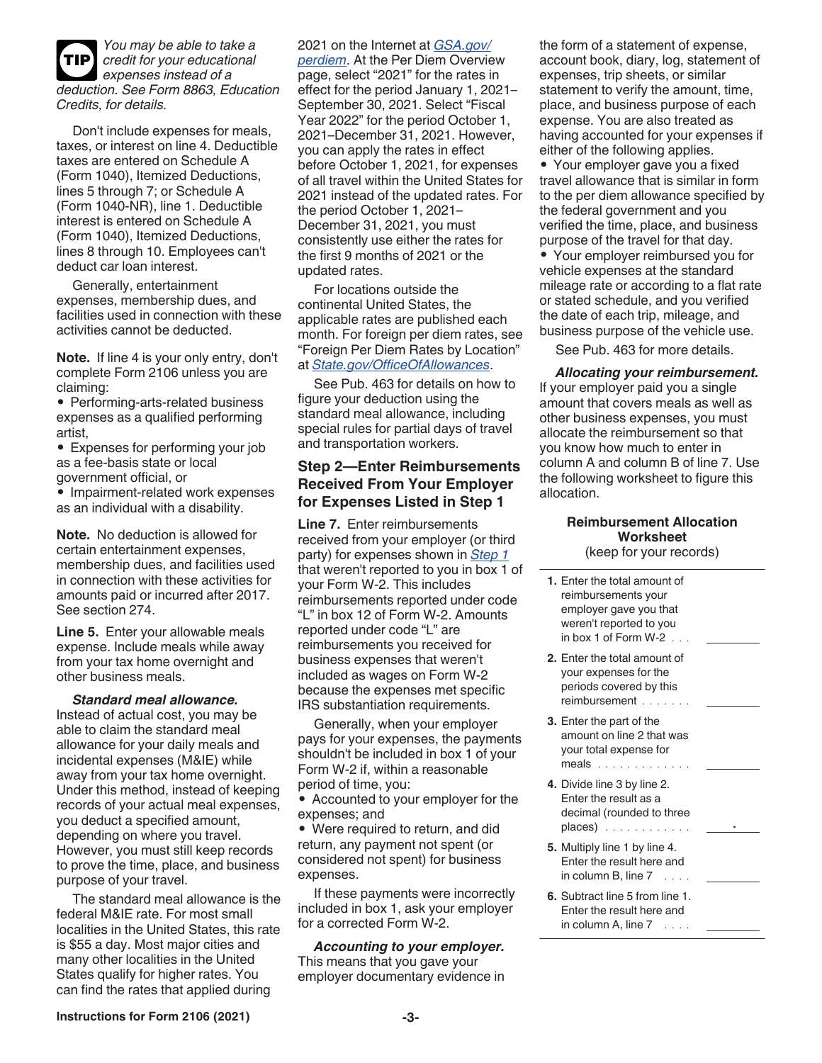**TIP** *You may be able to take a credit for your educational expenses instead of a deduction. See Form 8863, Education Credits, for details.*

Don't include expenses for meals, taxes, or interest on line 4. Deductible taxes are entered on Schedule A (Form 1040), Itemized Deductions, lines 5 through 7; or Schedule A (Form 1040-NR), line 1. Deductible interest is entered on Schedule A (Form 1040), Itemized Deductions, lines 8 through 10. Employees can't deduct car loan interest.

Generally, entertainment expenses, membership dues, and facilities used in connection with these activities cannot be deducted.

**Note.** If line 4 is your only entry, don't complete Form 2106 unless you are claiming:

- Performing-arts-related business expenses as a qualified performing artist,
- Expenses for performing your job as a fee-basis state or local government official, or
- Impairment-related work expenses as an individual with a disability.

**Note.** No deduction is allowed for certain entertainment expenses, membership dues, and facilities used in connection with these activities for amounts paid or incurred after 2017. See section 274.

**Line 5.** Enter your allowable meals expense. Include meals while away from your tax home overnight and other business meals.

***Standard meal allowance.*** Instead of actual cost, you may be able to claim the standard meal allowance for your daily meals and incidental expenses (M&IE) while away from your tax home overnight. Under this method, instead of keeping records of your actual meal expenses, you deduct a specified amount, depending on where you travel. However, you must still keep records to prove the time, place, and business purpose of your travel.

The standard meal allowance is the federal M&IE rate. For most small localities in the United States, this rate is $55 a day. Most major cities and many other localities in the United States qualify for higher rates. You can find the rates that applied during 2021 on the Internet at *GSA.gov/perdiem*. At the Per Diem Overview page, select "2021" for the rates in effect for the period January 1, 2021–September 30, 2021. Select "Fiscal Year 2022" for the period October 1, 2021–December 31, 2021. However, you can apply the rates in effect before October 1, 2021, for expenses of all travel within the United States for 2021 instead of the updated rates. For the period October 1, 2021–December 31, 2021, you must consistently use either the rates for the first 9 months of 2021 or the updated rates.

For locations outside the continental United States, the applicable rates are published each month. For foreign per diem rates, see "Foreign Per Diem Rates by Location" at *State.gov/OfficeOfAllowances*.

See Pub. 463 for details on how to figure your deduction using the standard meal allowance, including special rules for partial days of travel and transportation workers.

### Step 2—Enter Reimbursements Received From Your Employer for Expenses Listed in Step 1

**Line 7.** Enter reimbursements received from your employer (or third party) for expenses shown in *Step 1* that weren't reported to you in box 1 of your Form W-2. This includes reimbursements reported under code "L" in box 12 of Form W-2. Amounts reported under code "L" are reimbursements you received for business expenses that weren't included as wages on Form W-2 because the expenses met specific IRS substantiation requirements.

Generally, when your employer pays for your expenses, the payments shouldn't be included in box 1 of your Form W-2 if, within a reasonable period of time, you:

- Accounted to your employer for the expenses; and
- Were required to return, and did return, any payment not spent (or considered not spent) for business expenses.

If these payments were incorrectly included in box 1, ask your employer for a corrected Form W-2.

***Accounting to your employer.*** This means that you gave your employer documentary evidence in the form of a statement of expense, account book, diary, log, statement of expenses, trip sheets, or similar statement to verify the amount, time, place, and business purpose of each expense. You are also treated as having accounted for your expenses if either of the following applies.

- Your employer gave you a fixed travel allowance that is similar in form to the per diem allowance specified by the federal government and you verified the time, place, and business purpose of the travel for that day.
- Your employer reimbursed you for vehicle expenses at the standard mileage rate or according to a flat rate or stated schedule, and you verified the date of each trip, mileage, and business purpose of the vehicle use.

See Pub. 463 for more details.

***Allocating your reimbursement.*** If your employer paid you a single amount that covers meals as well as other business expenses, you must allocate the reimbursement so that you know how much to enter in column A and column B of line 7. Use the following worksheet to figure this allocation.

**Reimbursement Allocation Worksheet**
(keep for your records)

| | |
|---|---|
| **1.** Enter the total amount of reimbursements your employer gave you that weren't reported to you in box 1 of Form W-2 . . . | |
| **2.** Enter the total amount of your expenses for the periods covered by this reimbursement . . . . . . . | |
| **3.** Enter the part of the amount on line 2 that was your total expense for meals . . . . . . . . . . . . . | |
| **4.** Divide line 3 by line 2. Enter the result as a decimal (rounded to three places) . . . . . . . . . . . . | . |
| **5.** Multiply line 1 by line 4. Enter the result here and in column B, line 7 . . . . | |
| **6.** Subtract line 5 from line 1. Enter the result here and in column A, line 7 . . . . | |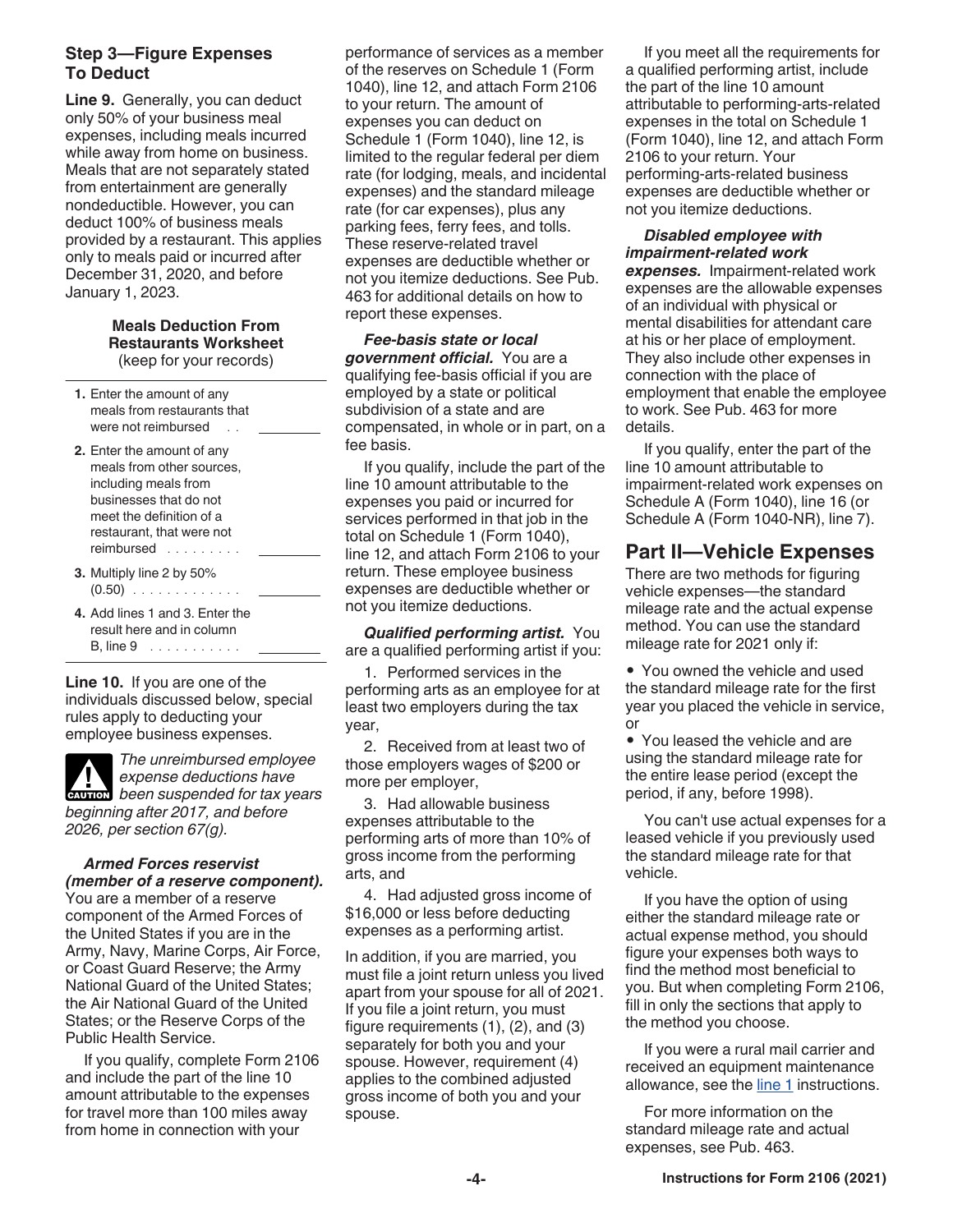### Step 3—Figure Expenses To Deduct

**Line 9.** Generally, you can deduct only 50% of your business meal expenses, including meals incurred while away from home on business. Meals that are not separately stated from entertainment are generally nondeductible. However, you can deduct 100% of business meals provided by a restaurant. This applies only to meals paid or incurred after December 31, 2020, and before January 1, 2023.

**Meals Deduction From Restaurants Worksheet**
(keep for your records)

| | |
|---|---|
| **1.** Enter the amount of any meals from restaurants that were not reimbursed . . | |
| **2.** Enter the amount of any meals from other sources, including meals from businesses that do not meet the definition of a restaurant, that were not reimbursed . . . . . . . . . | |
| **3.** Multiply line 2 by 50% (0.50) . . . . . . . . . . . . . | |
| **4.** Add lines 1 and 3. Enter the result here and in column B, line 9 . . . . . . . . . . . | |

**Line 10.** If you are one of the individuals discussed below, special rules apply to deducting your employee business expenses.

**CAUTION** *The unreimbursed employee expense deductions have been suspended for tax years beginning after 2017, and before 2026, per section 67(g).*

***Armed Forces reservist (member of a reserve component).*** You are a member of a reserve component of the Armed Forces of the United States if you are in the Army, Navy, Marine Corps, Air Force, or Coast Guard Reserve; the Army National Guard of the United States; the Air National Guard of the United States; or the Reserve Corps of the Public Health Service.

If you qualify, complete Form 2106 and include the part of the line 10 amount attributable to the expenses for travel more than 100 miles away from home in connection with your performance of services as a member of the reserves on Schedule 1 (Form 1040), line 12, and attach Form 2106 to your return. The amount of expenses you can deduct on Schedule 1 (Form 1040), line 12, is limited to the regular federal per diem rate (for lodging, meals, and incidental expenses) and the standard mileage rate (for car expenses), plus any parking fees, ferry fees, and tolls. These reserve-related travel expenses are deductible whether or not you itemize deductions. See Pub. 463 for additional details on how to report these expenses.

***Fee-basis state or local government official.*** You are a qualifying fee-basis official if you are employed by a state or political subdivision of a state and are compensated, in whole or in part, on a fee basis.

If you qualify, include the part of the line 10 amount attributable to the expenses you paid or incurred for services performed in that job in the total on Schedule 1 (Form 1040), line 12, and attach Form 2106 to your return. These employee business expenses are deductible whether or not you itemize deductions.

***Qualified performing artist.*** You are a qualified performing artist if you:

1. Performed services in the performing arts as an employee for at least two employers during the tax year,
2. Received from at least two of those employers wages of $200 or more per employer,
3. Had allowable business expenses attributable to the performing arts of more than 10% of gross income from the performing arts, and
4. Had adjusted gross income of $16,000 or less before deducting expenses as a performing artist.

In addition, if you are married, you must file a joint return unless you lived apart from your spouse for all of 2021. If you file a joint return, you must figure requirements (1), (2), and (3) separately for both you and your spouse. However, requirement (4) applies to the combined adjusted gross income of both you and your spouse.

If you meet all the requirements for a qualified performing artist, include the part of the line 10 amount attributable to performing-arts-related expenses in the total on Schedule 1 (Form 1040), line 12, and attach Form 2106 to your return. Your performing-arts-related business expenses are deductible whether or not you itemize deductions.

***Disabled employee with impairment-related work expenses.*** Impairment-related work expenses are the allowable expenses of an individual with physical or mental disabilities for attendant care at his or her place of employment. They also include other expenses in connection with the place of employment that enable the employee to work. See Pub. 463 for more details.

If you qualify, enter the part of the line 10 amount attributable to impairment-related work expenses on Schedule A (Form 1040), line 16 (or Schedule A (Form 1040-NR), line 7).

## Part II—Vehicle Expenses

There are two methods for figuring vehicle expenses—the standard mileage rate and the actual expense method. You can use the standard mileage rate for 2021 only if:

- You owned the vehicle and used the standard mileage rate for the first year you placed the vehicle in service, or
- You leased the vehicle and are using the standard mileage rate for the entire lease period (except the period, if any, before 1998).

You can't use actual expenses for a leased vehicle if you previously used the standard mileage rate for that vehicle.

If you have the option of using either the standard mileage rate or actual expense method, you should figure your expenses both ways to find the method most beneficial to you. But when completing Form 2106, fill in only the sections that apply to the method you choose.

If you were a rural mail carrier and received an equipment maintenance allowance, see the line 1 instructions.

For more information on the standard mileage rate and actual expenses, see Pub. 463.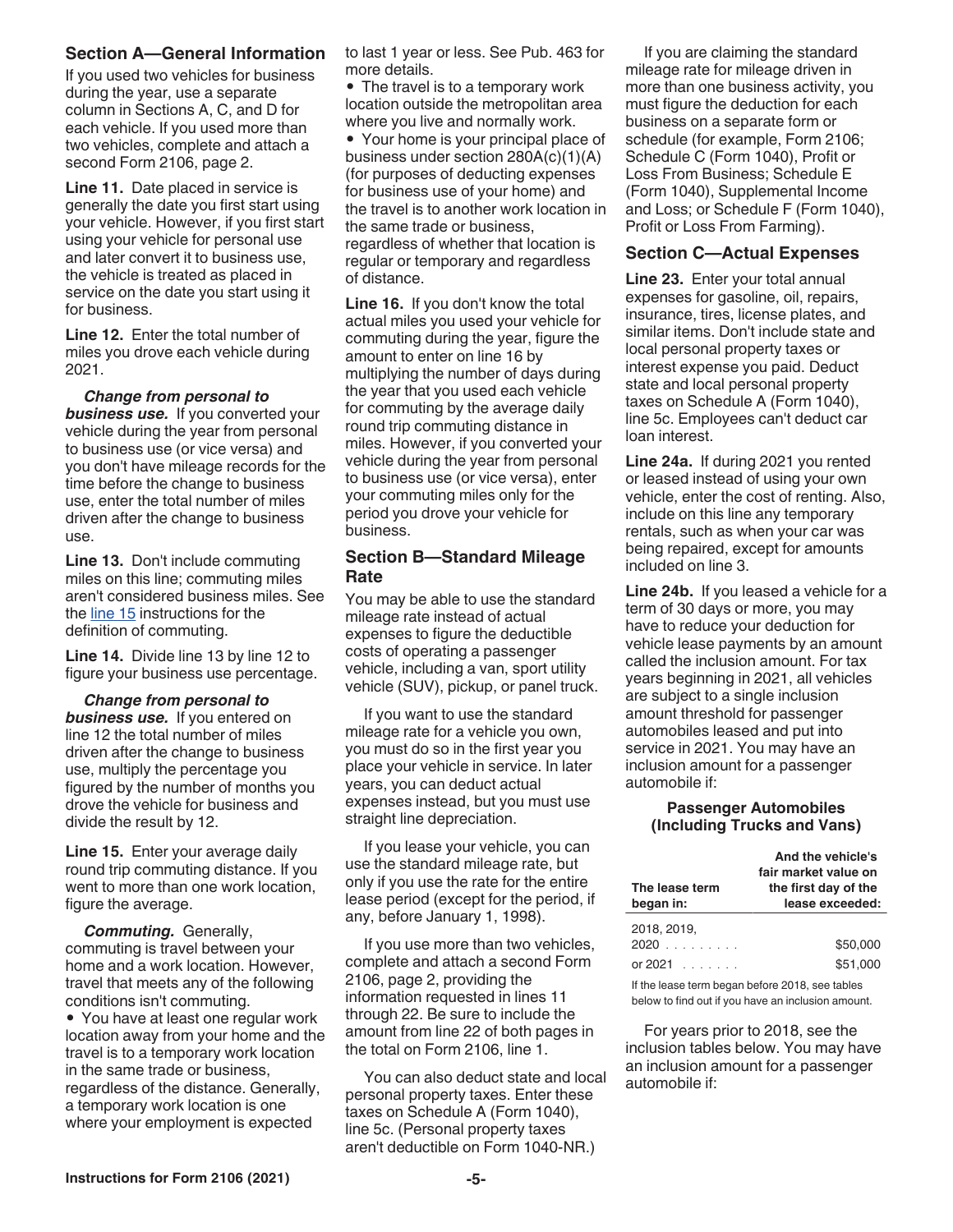## Section A—General Information

If you used two vehicles for business during the year, use a separate column in Sections A, C, and D for each vehicle. If you used more than two vehicles, complete and attach a second Form 2106, page 2.

**Line 11.** Date placed in service is generally the date you first start using your vehicle. However, if you first start using your vehicle for personal use and later convert it to business use, the vehicle is treated as placed in service on the date you start using it for business.

**Line 12.** Enter the total number of miles you drove each vehicle during 2021.

***Change from personal to business use.*** If you converted your vehicle during the year from personal to business use (or vice versa) and you don't have mileage records for the time before the change to business use, enter the total number of miles driven after the change to business use.

**Line 13.** Don't include commuting miles on this line; commuting miles aren't considered business miles. See the line 15 instructions for the definition of commuting.

**Line 14.** Divide line 13 by line 12 to figure your business use percentage.

***Change from personal to business use.*** If you entered on line 12 the total number of miles driven after the change to business use, multiply the percentage you figured by the number of months you drove the vehicle for business and divide the result by 12.

**Line 15.** Enter your average daily round trip commuting distance. If you went to more than one work location, figure the average.

***Commuting.*** Generally, commuting is travel between your home and a work location. However, travel that meets any of the following conditions isn't commuting.

- You have at least one regular work location away from your home and the travel is to a temporary work location in the same trade or business, regardless of the distance. Generally, a temporary work location is one where your employment is expected to last 1 year or less. See Pub. 463 for more details.
- The travel is to a temporary work location outside the metropolitan area where you live and normally work.
- Your home is your principal place of business under section 280A(c)(1)(A) (for purposes of deducting expenses for business use of your home) and the travel is to another work location in the same trade or business, regardless of whether that location is regular or temporary and regardless of distance.

**Line 16.** If you don't know the total actual miles you used your vehicle for commuting during the year, figure the amount to enter on line 16 by multiplying the number of days during the year that you used each vehicle for commuting by the average daily round trip commuting distance in miles. However, if you converted your vehicle during the year from personal to business use (or vice versa), enter your commuting miles only for the period you drove your vehicle for business.

## Section B—Standard Mileage Rate

You may be able to use the standard mileage rate instead of actual expenses to figure the deductible costs of operating a passenger vehicle, including a van, sport utility vehicle (SUV), pickup, or panel truck.

If you want to use the standard mileage rate for a vehicle you own, you must do so in the first year you place your vehicle in service. In later years, you can deduct actual expenses instead, but you must use straight line depreciation.

If you lease your vehicle, you can use the standard mileage rate, but only if you use the rate for the entire lease period (except for the period, if any, before January 1, 1998).

If you use more than two vehicles, complete and attach a second Form 2106, page 2, providing the information requested in lines 11 through 22. Be sure to include the amount from line 22 of both pages in the total on Form 2106, line 1.

You can also deduct state and local personal property taxes. Enter these taxes on Schedule A (Form 1040), line 5c. (Personal property taxes aren't deductible on Form 1040-NR.)

If you are claiming the standard mileage rate for mileage driven in more than one business activity, you must figure the deduction for each business on a separate form or schedule (for example, Form 2106; Schedule C (Form 1040), Profit or Loss From Business; Schedule E (Form 1040), Supplemental Income and Loss; or Schedule F (Form 1040), Profit or Loss From Farming).

## Section C—Actual Expenses

**Line 23.** Enter your total annual expenses for gasoline, oil, repairs, insurance, tires, license plates, and similar items. Don't include state and local personal property taxes or interest expense you paid. Deduct state and local personal property taxes on Schedule A (Form 1040), line 5c. Employees can't deduct car loan interest.

**Line 24a.** If during 2021 you rented or leased instead of using your own vehicle, enter the cost of renting. Also, include on this line any temporary rentals, such as when your car was being repaired, except for amounts included on line 3.

**Line 24b.** If you leased a vehicle for a term of 30 days or more, you may have to reduce your deduction for vehicle lease payments by an amount called the inclusion amount. For tax years beginning in 2021, all vehicles are subject to a single inclusion amount threshold for passenger automobiles leased and put into service in 2021. You may have an inclusion amount for a passenger automobile if:

**Passenger Automobiles (Including Trucks and Vans)**

| The lease term began in: | And the vehicle's fair market value on the first day of the lease exceeded: |
|---|---|
| 2018, 2019, 2020 | $50,000 |
| or 2021 | $51,000 |

If the lease term began before 2018, see tables below to find out if you have an inclusion amount.

For years prior to 2018, see the inclusion tables below. You may have an inclusion amount for a passenger automobile if: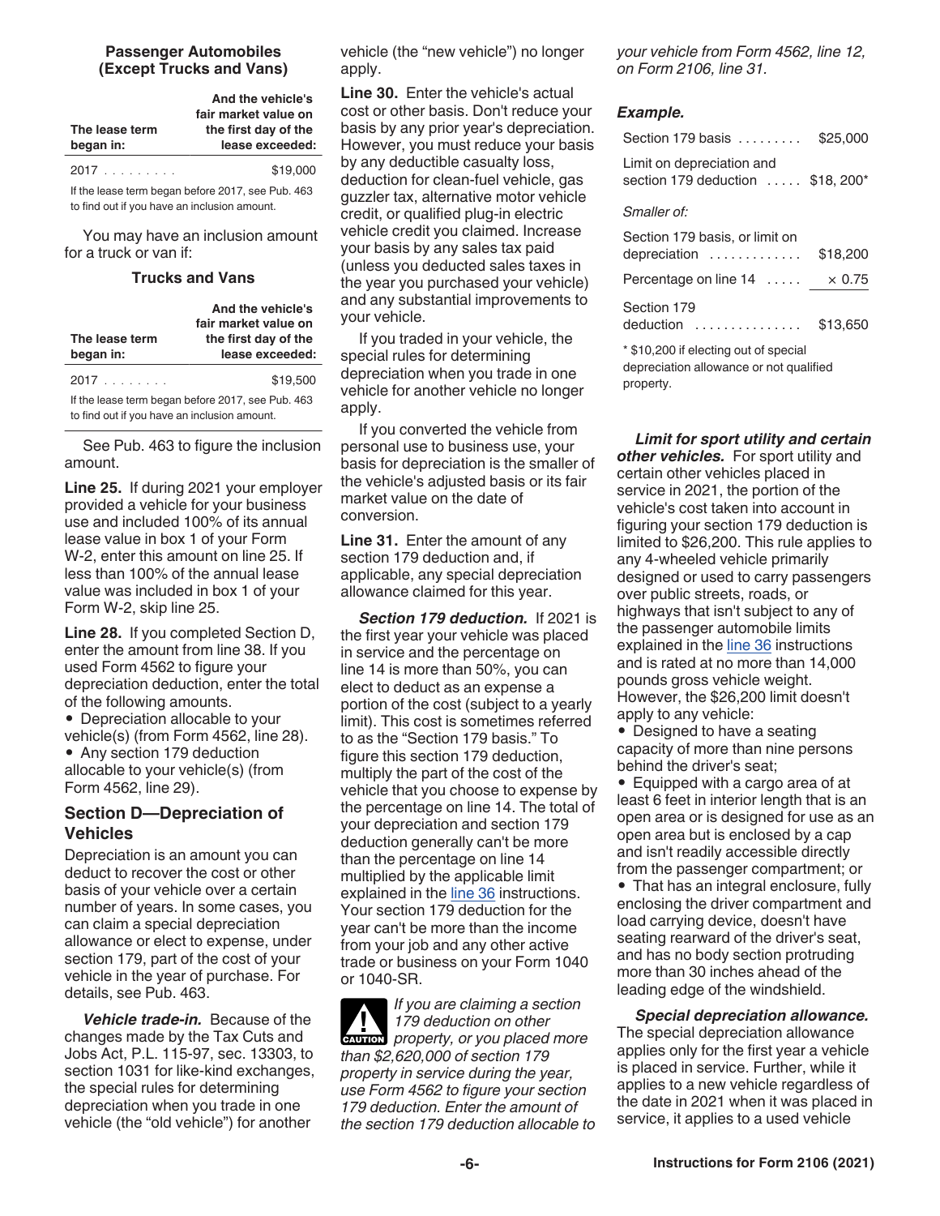### Passenger Automobiles (Except Trucks and Vans)

| The lease term began in: | And the vehicle's fair market value on the first day of the lease exceeded: |
|---|---|
| 2017 . . . . . . . . . | $19,000 |

If the lease term began before 2017, see Pub. 463 to find out if you have an inclusion amount.

You may have an inclusion amount for a truck or van if:

### Trucks and Vans

| The lease term began in: | And the vehicle's fair market value on the first day of the lease exceeded: |
|---|---|
| 2017 . . . . . . . . | $19,500 |

If the lease term began before 2017, see Pub. 463 to find out if you have an inclusion amount.

See Pub. 463 to figure the inclusion amount.

**Line 25.** If during 2021 your employer provided a vehicle for your business use and included 100% of its annual lease value in box 1 of your Form W-2, enter this amount on line 25. If less than 100% of the annual lease value was included in box 1 of your Form W-2, skip line 25.

**Line 28.** If you completed Section D, enter the amount from line 38. If you used Form 4562 to figure your depreciation deduction, enter the total of the following amounts.

- Depreciation allocable to your vehicle(s) (from Form 4562, line 28).
- Any section 179 deduction allocable to your vehicle(s) (from Form 4562, line 29).

## Section D—Depreciation of Vehicles

Depreciation is an amount you can deduct to recover the cost or other basis of your vehicle over a certain number of years. In some cases, you can claim a special depreciation allowance or elect to expense, under section 179, part of the cost of your vehicle in the year of purchase. For details, see Pub. 463.

***Vehicle trade-in.*** Because of the changes made by the Tax Cuts and Jobs Act, P.L. 115-97, sec. 13303, to section 1031 for like-kind exchanges, the special rules for determining depreciation when you trade in one vehicle (the "old vehicle") for another vehicle (the "new vehicle") no longer apply.

**Line 30.** Enter the vehicle's actual cost or other basis. Don't reduce your basis by any prior year's depreciation. However, you must reduce your basis by any deductible casualty loss, deduction for clean-fuel vehicle, gas guzzler tax, alternative motor vehicle credit, or qualified plug-in electric vehicle credit you claimed. Increase your basis by any sales tax paid (unless you deducted sales taxes in the year you purchased your vehicle) and any substantial improvements to your vehicle.

If you traded in your vehicle, the special rules for determining depreciation when you trade in one vehicle for another vehicle no longer apply.

If you converted the vehicle from personal use to business use, your basis for depreciation is the smaller of the vehicle's adjusted basis or its fair market value on the date of conversion.

**Line 31.** Enter the amount of any section 179 deduction and, if applicable, any special depreciation allowance claimed for this year.

***Section 179 deduction.*** If 2021 is the first year your vehicle was placed in service and the percentage on line 14 is more than 50%, you can elect to deduct as an expense a portion of the cost (subject to a yearly limit). This cost is sometimes referred to as the "Section 179 basis." To figure this section 179 deduction, multiply the part of the cost of the vehicle that you choose to expense by the percentage on line 14. The total of your depreciation and section 179 deduction generally can't be more than the percentage on line 14 multiplied by the applicable limit explained in the line 36 instructions. Your section 179 deduction for the year can't be more than the income from your job and any other active trade or business on your Form 1040 or 1040-SR.

**CAUTION** *If you are claiming a section 179 deduction on other property, or you placed more than $2,620,000 of section 179 property in service during the year, use Form 4562 to figure your section 179 deduction. Enter the amount of the section 179 deduction allocable to your vehicle from Form 4562, line 12, on Form 2106, line 31.*

***Example.***

| | |
|---|---|
| Section 179 basis . . . . . . . . . | $25,000 |
| Limit on depreciation and section 179 deduction . . . . . | $18, 200* |
| *Smaller of:* | |
| Section 179 basis, or limit on depreciation . . . . . . . . . . . . | $18,200 |
| Percentage on line 14 . . . . . | × 0.75 |
| Section 179 deduction . . . . . . . . . . . . . . . | $13,650 |

\* $10,200 if electing out of special depreciation allowance or not qualified property.

***Limit for sport utility and certain other vehicles.*** For sport utility and certain other vehicles placed in service in 2021, the portion of the vehicle's cost taken into account in figuring your section 179 deduction is limited to $26,200. This rule applies to any 4-wheeled vehicle primarily designed or used to carry passengers over public streets, roads, or highways that isn't subject to any of the passenger automobile limits explained in the line 36 instructions and is rated at no more than 14,000 pounds gross vehicle weight. However, the $26,200 limit doesn't apply to any vehicle:

- Designed to have a seating capacity of more than nine persons behind the driver's seat;
- Equipped with a cargo area of at least 6 feet in interior length that is an open area or is designed for use as an open area but is enclosed by a cap and isn't readily accessible directly from the passenger compartment; or
- That has an integral enclosure, fully enclosing the driver compartment and load carrying device, doesn't have seating rearward of the driver's seat, and has no body section protruding more than 30 inches ahead of the leading edge of the windshield.

***Special depreciation allowance.*** The special depreciation allowance applies only for the first year a vehicle is placed in service. Further, while it applies to a new vehicle regardless of the date in 2021 when it was placed in service, it applies to a used vehicle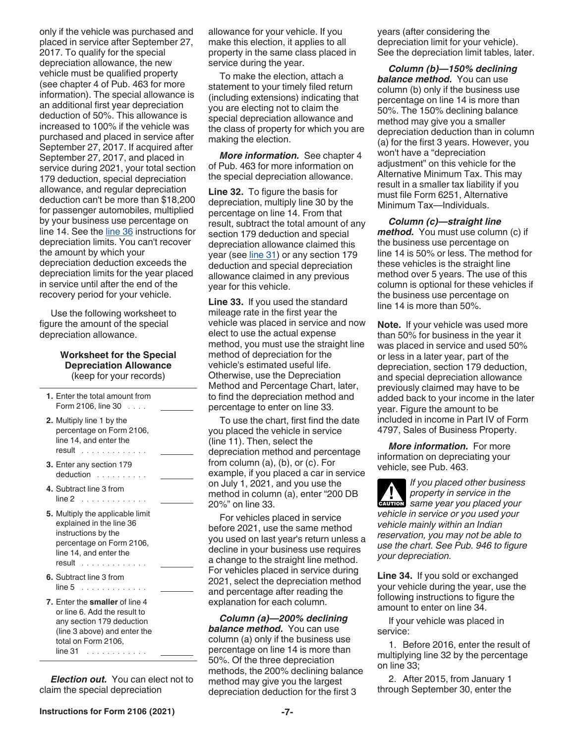only if the vehicle was purchased and placed in service after September 27, 2017. To qualify for the special depreciation allowance, the new vehicle must be qualified property (see chapter 4 of Pub. 463 for more information). The special allowance is an additional first year depreciation deduction of 50%. This allowance is increased to 100% if the vehicle was purchased and placed in service after September 27, 2017. If acquired after September 27, 2017, and placed in service during 2021, your total section 179 deduction, special depreciation allowance, and regular depreciation deduction can't be more than $18,200 for passenger automobiles, multiplied by your business use percentage on line 14. See the line 36 instructions for depreciation limits. You can't recover the amount by which your depreciation deduction exceeds the depreciation limits for the year placed in service until after the end of the recovery period for your vehicle.

Use the following worksheet to figure the amount of the special depreciation allowance.

**Worksheet for the Special Depreciation Allowance**
(keep for your records)

| | |
|---|---|
| **1.** Enter the total amount from Form 2106, line 30 . . . . | |
| **2.** Multiply line 1 by the percentage on Form 2106, line 14, and enter the result . . . . . . . . . . . . . | |
| **3.** Enter any section 179 deduction . . . . . . . . . . | |
| **4.** Subtract line 3 from line 2 . . . . . . . . . . . . . | |
| **5.** Multiply the applicable limit explained in the line 36 instructions by the percentage on Form 2106, line 14, and enter the result . . . . . . . . . . . . | |
| **6.** Subtract line 3 from line 5 . . . . . . . . . . . . . | |
| **7.** Enter the **smaller** of line 4 or line 6. Add the result to any section 179 deduction (line 3 above) and enter the total on Form 2106, line 31 . . . . . . . . . . . | |

***Election out.*** You can elect not to claim the special depreciation allowance for your vehicle. If you make this election, it applies to all property in the same class placed in service during the year.

To make the election, attach a statement to your timely filed return (including extensions) indicating that you are electing not to claim the special depreciation allowance and the class of property for which you are making the election.

***More information.*** See chapter 4 of Pub. 463 for more information on the special depreciation allowance.

**Line 32.** To figure the basis for depreciation, multiply line 30 by the percentage on line 14. From that result, subtract the total amount of any section 179 deduction and special depreciation allowance claimed this year (see line 31) or any section 179 deduction and special depreciation allowance claimed in any previous year for this vehicle.

**Line 33.** If you used the standard mileage rate in the first year the vehicle was placed in service and now elect to use the actual expense method, you must use the straight line method of depreciation for the vehicle's estimated useful life. Otherwise, use the Depreciation Method and Percentage Chart, later, to find the depreciation method and percentage to enter on line 33.

To use the chart, first find the date you placed the vehicle in service (line 11). Then, select the depreciation method and percentage from column (a), (b), or (c). For example, if you placed a car in service on July 1, 2021, and you use the method in column (a), enter "200 DB 20%" on line 33.

For vehicles placed in service before 2021, use the same method you used on last year's return unless a decline in your business use requires a change to the straight line method. For vehicles placed in service during 2021, select the depreciation method and percentage after reading the explanation for each column.

***Column (a)—200% declining balance method.*** You can use column (a) only if the business use percentage on line 14 is more than 50%. Of the three depreciation methods, the 200% declining balance method may give you the largest depreciation deduction for the first 3 years (after considering the depreciation limit for your vehicle). See the depreciation limit tables, later.

***Column (b)—150% declining balance method.*** You can use column (b) only if the business use percentage on line 14 is more than 50%. The 150% declining balance method may give you a smaller depreciation deduction than in column (a) for the first 3 years. However, you won't have a "depreciation adjustment" on this vehicle for the Alternative Minimum Tax. This may result in a smaller tax liability if you must file Form 6251, Alternative Minimum Tax—Individuals.

***Column (c)—straight line method.*** You must use column (c) if the business use percentage on line 14 is 50% or less. The method for these vehicles is the straight line method over 5 years. The use of this column is optional for these vehicles if the business use percentage on line 14 is more than 50%.

**Note.** If your vehicle was used more than 50% for business in the year it was placed in service and used 50% or less in a later year, part of the depreciation, section 179 deduction, and special depreciation allowance previously claimed may have to be added back to your income in the later year. Figure the amount to be included in income in Part IV of Form 4797, Sales of Business Property.

***More information.*** For more information on depreciating your vehicle, see Pub. 463.

**CAUTION** *If you placed other business property in service in the same year you placed your vehicle in service or you used your vehicle mainly within an Indian reservation, you may not be able to use the chart. See Pub. 946 to figure your depreciation.*

**Line 34.** If you sold or exchanged your vehicle during the year, use the following instructions to figure the amount to enter on line 34.

If your vehicle was placed in service:

1. Before 2016, enter the result of multiplying line 32 by the percentage on line 33;

2. After 2015, from January 1 through September 30, enter the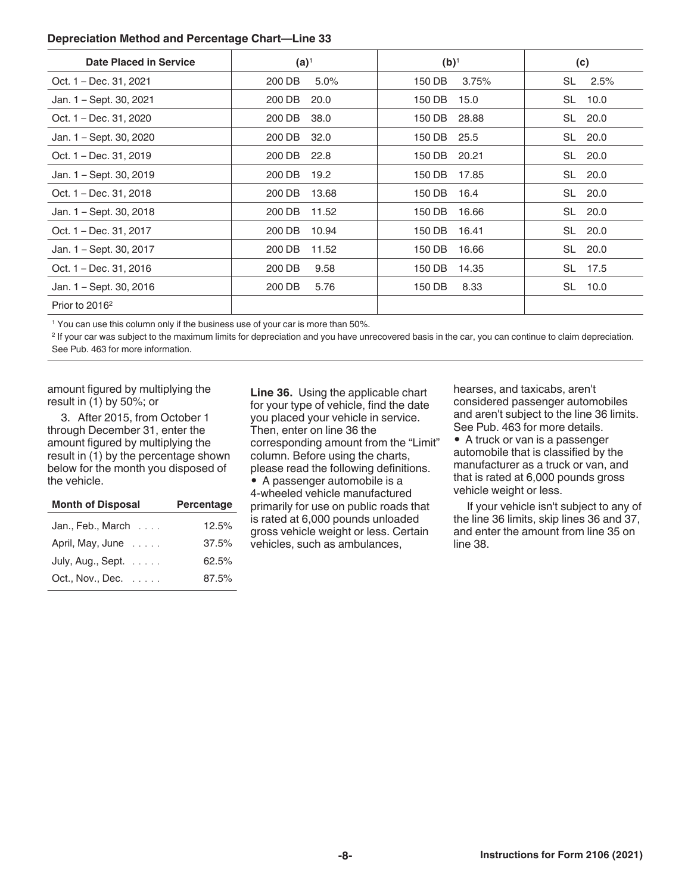**Depreciation Method and Percentage Chart—Line 33**

| Date Placed in Service | (a)[1] | (b)[1] | (c) |
| --- | --- | --- | --- |
| Oct. 1 – Dec. 31, 2021 | 200 DB 5.0% | 150 DB 3.75% | SL 2.5% |
| Jan. 1 – Sept. 30, 2021 | 200 DB 20.0 | 150 DB 15.0 | SL 10.0 |
| Oct. 1 – Dec. 31, 2020 | 200 DB 38.0 | 150 DB 28.88 | SL 20.0 |
| Jan. 1 – Sept. 30, 2020 | 200 DB 32.0 | 150 DB 25.5 | SL 20.0 |
| Oct. 1 – Dec. 31, 2019 | 200 DB 22.8 | 150 DB 20.21 | SL 20.0 |
| Jan. 1 – Sept. 30, 2019 | 200 DB 19.2 | 150 DB 17.85 | SL 20.0 |
| Oct. 1 – Dec. 31, 2018 | 200 DB 13.68 | 150 DB 16.4 | SL 20.0 |
| Jan. 1 – Sept. 30, 2018 | 200 DB 11.52 | 150 DB 16.66 | SL 20.0 |
| Oct. 1 – Dec. 31, 2017 | 200 DB 10.94 | 150 DB 16.41 | SL 20.0 |
| Jan. 1 – Sept. 30, 2017 | 200 DB 11.52 | 150 DB 16.66 | SL 20.0 |
| Oct. 1 – Dec. 31, 2016 | 200 DB 9.58 | 150 DB 14.35 | SL 17.5 |
| Jan. 1 – Sept. 30, 2016 | 200 DB 5.76 | 150 DB 8.33 | SL 10.0 |
| Prior to 2016[2] | | | |

[1] You can use this column only if the business use of your car is more than 50%.

[2] If your car was subject to the maximum limits for depreciation and you have unrecovered basis in the car, you can continue to claim depreciation. See Pub. 463 for more information.

amount figured by multiplying the result in (1) by 50%; or

3. After 2015, from October 1 through December 31, enter the amount figured by multiplying the result in (1) by the percentage shown below for the month you disposed of the vehicle.

| Month of Disposal | Percentage |
| --- | --- |
| Jan., Feb., March . . . . | 12.5% |
| April, May, June . . . . . | 37.5% |
| July, Aug., Sept. . . . . . | 62.5% |
| Oct., Nov., Dec. . . . . . | 87.5% |

**Line 36.** Using the applicable chart for your type of vehicle, find the date you placed your vehicle in service. Then, enter on line 36 the corresponding amount from the "Limit" column. Before using the charts, please read the following definitions.

- A passenger automobile is a 4-wheeled vehicle manufactured primarily for use on public roads that is rated at 6,000 pounds unloaded gross vehicle weight or less. Certain vehicles, such as ambulances, hearses, and taxicabs, aren't considered passenger automobiles and aren't subject to the line 36 limits. See Pub. 463 for more details.
- A truck or van is a passenger automobile that is classified by the manufacturer as a truck or van, and that is rated at 6,000 pounds gross vehicle weight or less.

If your vehicle isn't subject to any of the line 36 limits, skip lines 36 and 37, and enter the amount from line 35 on line 38.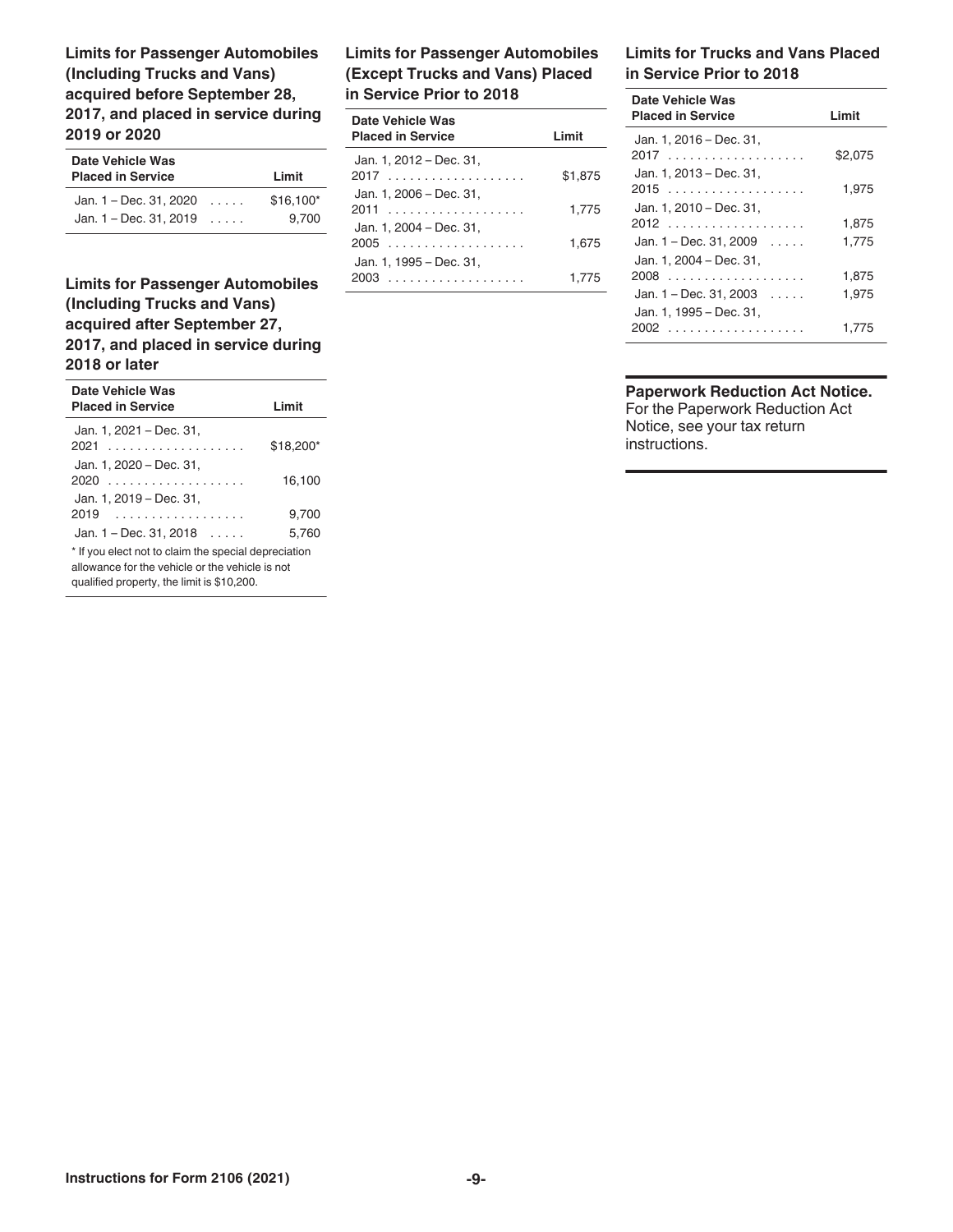### Limits for Passenger Automobiles (Including Trucks and Vans) acquired before September 28, 2017, and placed in service during 2019 or 2020

| Date Vehicle Was Placed in Service | Limit |
|---|---|
| Jan. 1 – Dec. 31, 2020 | $16,100* |
| Jan. 1 – Dec. 31, 2019 | 9,700 |

### Limits for Passenger Automobiles (Including Trucks and Vans) acquired after September 27, 2017, and placed in service during 2018 or later

| Date Vehicle Was Placed in Service | Limit |
|---|---|
| Jan. 1, 2021 – Dec. 31, 2021 | $18,200* |
| Jan. 1, 2020 – Dec. 31, 2020 | 16,100 |
| Jan. 1, 2019 – Dec. 31, 2019 | 9,700 |
| Jan. 1 – Dec. 31, 2018 | 5,760 |

\* If you elect not to claim the special depreciation allowance for the vehicle or the vehicle is not qualified property, the limit is $10,200.

### Limits for Passenger Automobiles (Except Trucks and Vans) Placed in Service Prior to 2018

| Date Vehicle Was Placed in Service | Limit |
|---|---|
| Jan. 1, 2012 – Dec. 31, 2017 | $1,875 |
| Jan. 1, 2006 – Dec. 31, 2011 | 1,775 |
| Jan. 1, 2004 – Dec. 31, 2005 | 1,675 |
| Jan. 1, 1995 – Dec. 31, 2003 | 1,775 |

### Limits for Trucks and Vans Placed in Service Prior to 2018

| Date Vehicle Was Placed in Service | Limit |
|---|---|
| Jan. 1, 2016 – Dec. 31, 2017 | $2,075 |
| Jan. 1, 2013 – Dec. 31, 2015 | 1,975 |
| Jan. 1, 2010 – Dec. 31, 2012 | 1,875 |
| Jan. 1 – Dec. 31, 2009 | 1,775 |
| Jan. 1, 2004 – Dec. 31, 2008 | 1,875 |
| Jan. 1 – Dec. 31, 2003 | 1,975 |
| Jan. 1, 1995 – Dec. 31, 2002 | 1,775 |

**Paperwork Reduction Act Notice.** For the Paperwork Reduction Act Notice, see your tax return instructions.